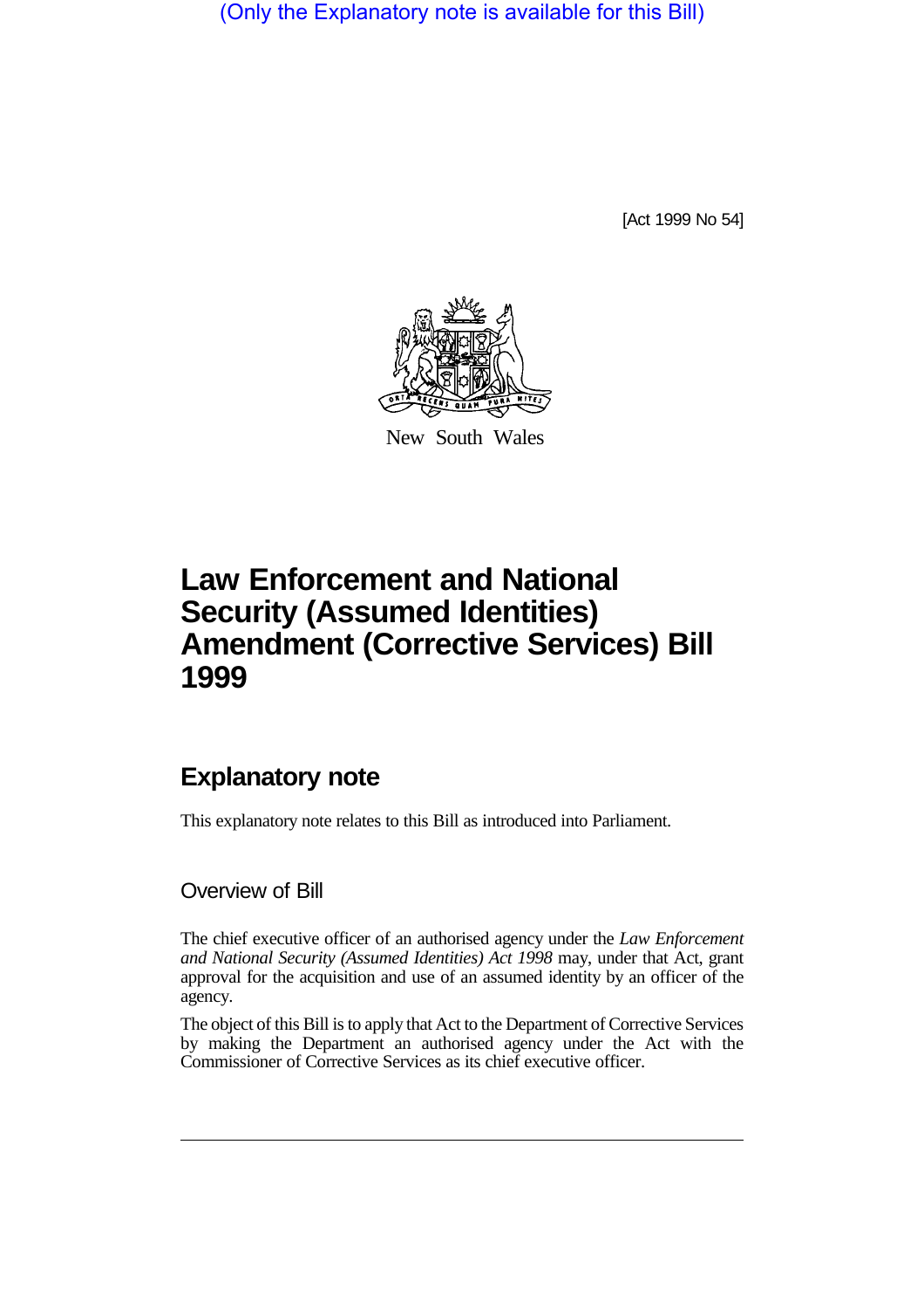(Only the Explanatory note is available for this Bill)

[Act 1999 No 54]

New South Wales

# Law Enforcement and National Security (Assumed Identities) Amendment (Corrective Services) Bill 1999

## Explanatory note

This explanatory note relates to this Bill as introduced into Parliament.

### Overview of Bill

The chief executive officer of an authorised agency under the *Law Enforcement and National Security (Assumed Identities) Act 1998* may, under that Act, grant approval for the acquisition and use of an assumed identity by an officer of the agency.

The object of this Bill is to apply that Act to the Department of Corrective Services by making the Department an authorised agency under the Act with the Commissioner of Corrective Services as its chief executive officer.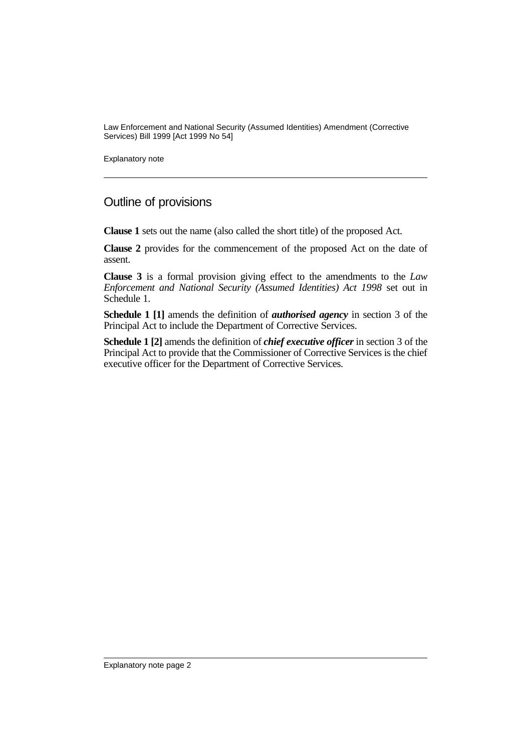## Outline of provisions

**Clause 1** sets out the name (also called the short title) of the proposed Act.

**Clause 2** provides for the commencement of the proposed Act on the date of assent.

**Clause 3** is a formal provision giving effect to the amendments to the *Law Enforcement and National Security (Assumed Identities) Act 1998* set out in Schedule 1.

**Schedule 1 [1]** amends the definition of ***authorised agency*** in section 3 of the Principal Act to include the Department of Corrective Services.

**Schedule 1 [2]** amends the definition of ***chief executive officer*** in section 3 of the Principal Act to provide that the Commissioner of Corrective Services is the chief executive officer for the Department of Corrective Services.